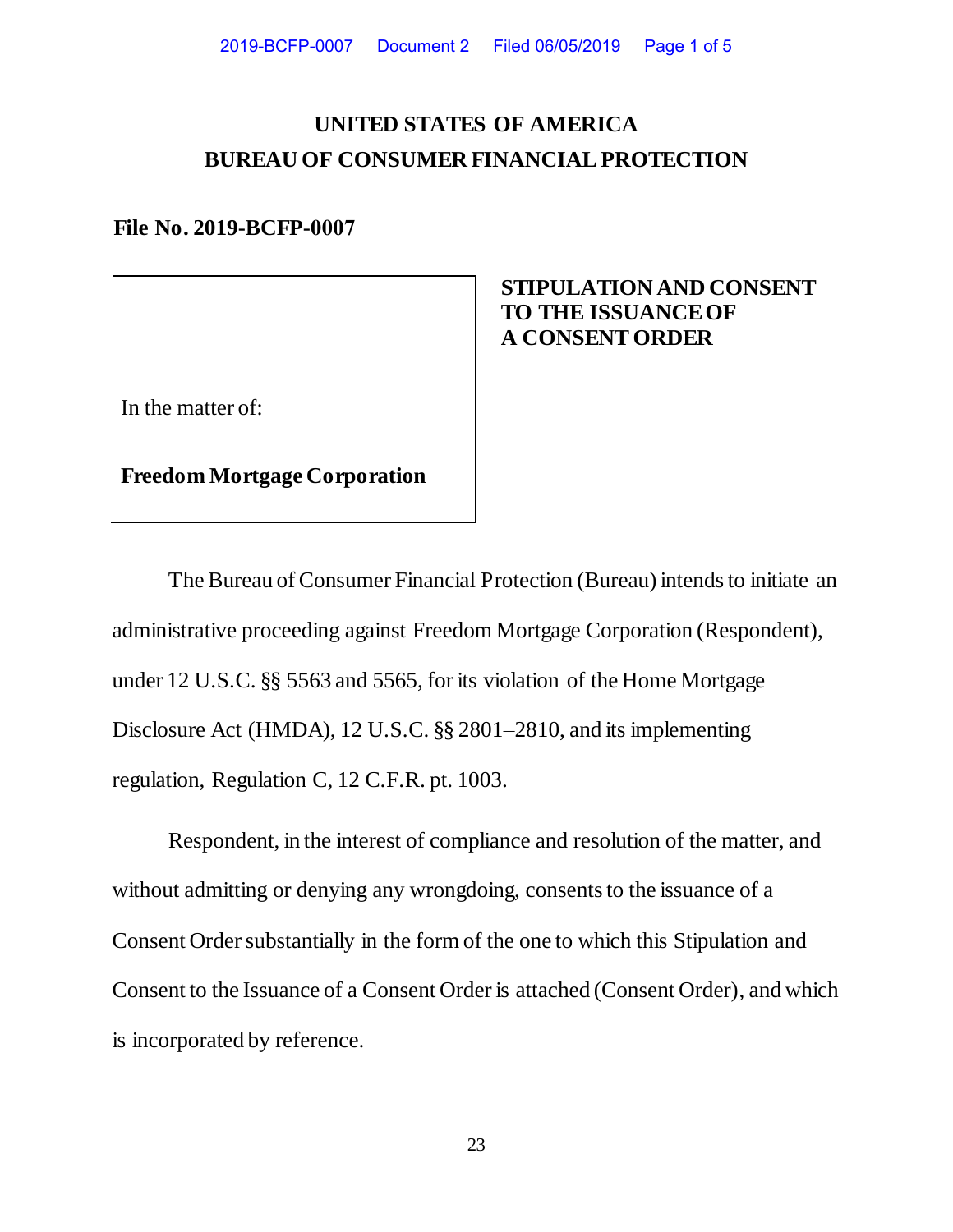# UNITED STATES OF AMERICA
# BUREAU OF CONSUMER FINANCIAL PROTECTION

**File No. 2019-BCFP-0007**

| In the matter of: **Freedom Mortgage Corporation** | **STIPULATION AND CONSENT TO THE ISSUANCE OF A CONSENT ORDER** |
|---|---|

The Bureau of Consumer Financial Protection (Bureau) intends to initiate an administrative proceeding against Freedom Mortgage Corporation (Respondent), under 12 U.S.C. §§ 5563 and 5565, for its violation of the Home Mortgage Disclosure Act (HMDA), 12 U.S.C. §§ 2801–2810, and its implementing regulation, Regulation C, 12 C.F.R. pt. 1003.

Respondent, in the interest of compliance and resolution of the matter, and without admitting or denying any wrongdoing, consents to the issuance of a Consent Order substantially in the form of the one to which this Stipulation and Consent to the Issuance of a Consent Order is attached (Consent Order), and which is incorporated by reference.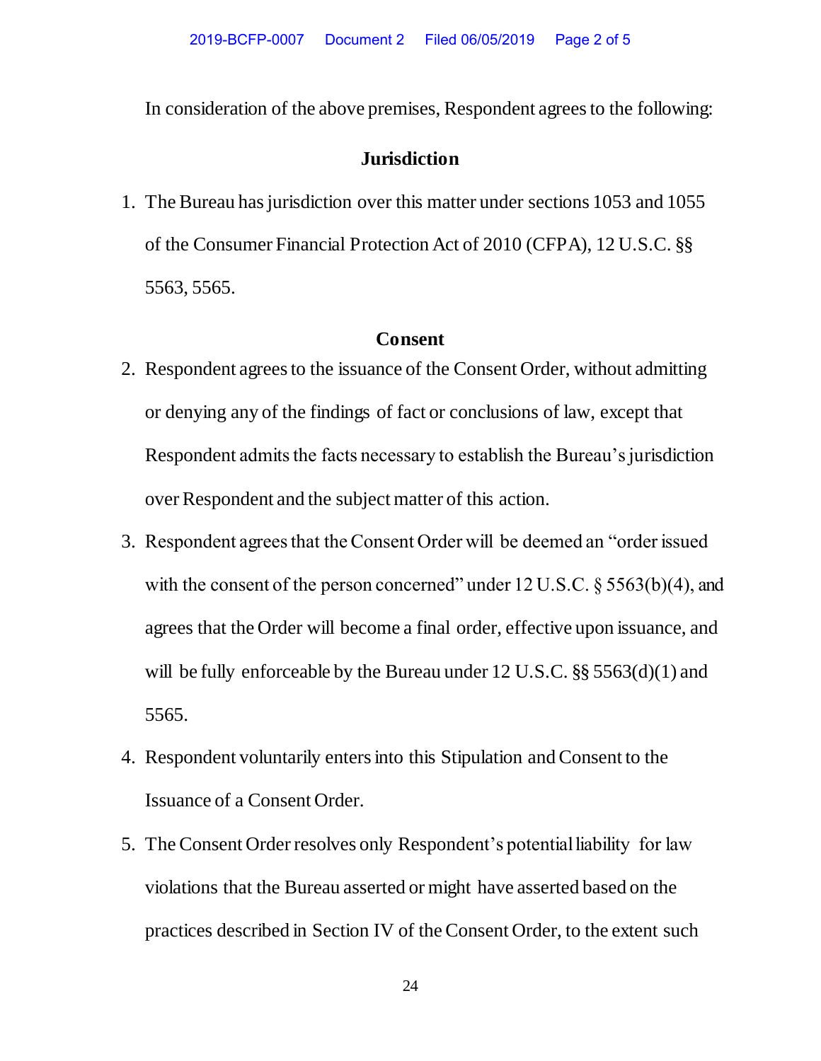In consideration of the above premises, Respondent agrees to the following:

## Jurisdiction

1. The Bureau has jurisdiction over this matter under sections 1053 and 1055 of the Consumer Financial Protection Act of 2010 (CFPA), 12 U.S.C. §§ 5563, 5565.

## Consent

2. Respondent agrees to the issuance of the Consent Order, without admitting or denying any of the findings of fact or conclusions of law, except that Respondent admits the facts necessary to establish the Bureau's jurisdiction over Respondent and the subject matter of this action.
3. Respondent agrees that the Consent Order will be deemed an "order issued with the consent of the person concerned" under 12 U.S.C. § 5563(b)(4), and agrees that the Order will become a final order, effective upon issuance, and will be fully enforceable by the Bureau under 12 U.S.C. §§ 5563(d)(1) and 5565.
4. Respondent voluntarily enters into this Stipulation and Consent to the Issuance of a Consent Order.
5. The Consent Order resolves only Respondent's potential liability for law violations that the Bureau asserted or might have asserted based on the practices described in Section IV of the Consent Order, to the extent such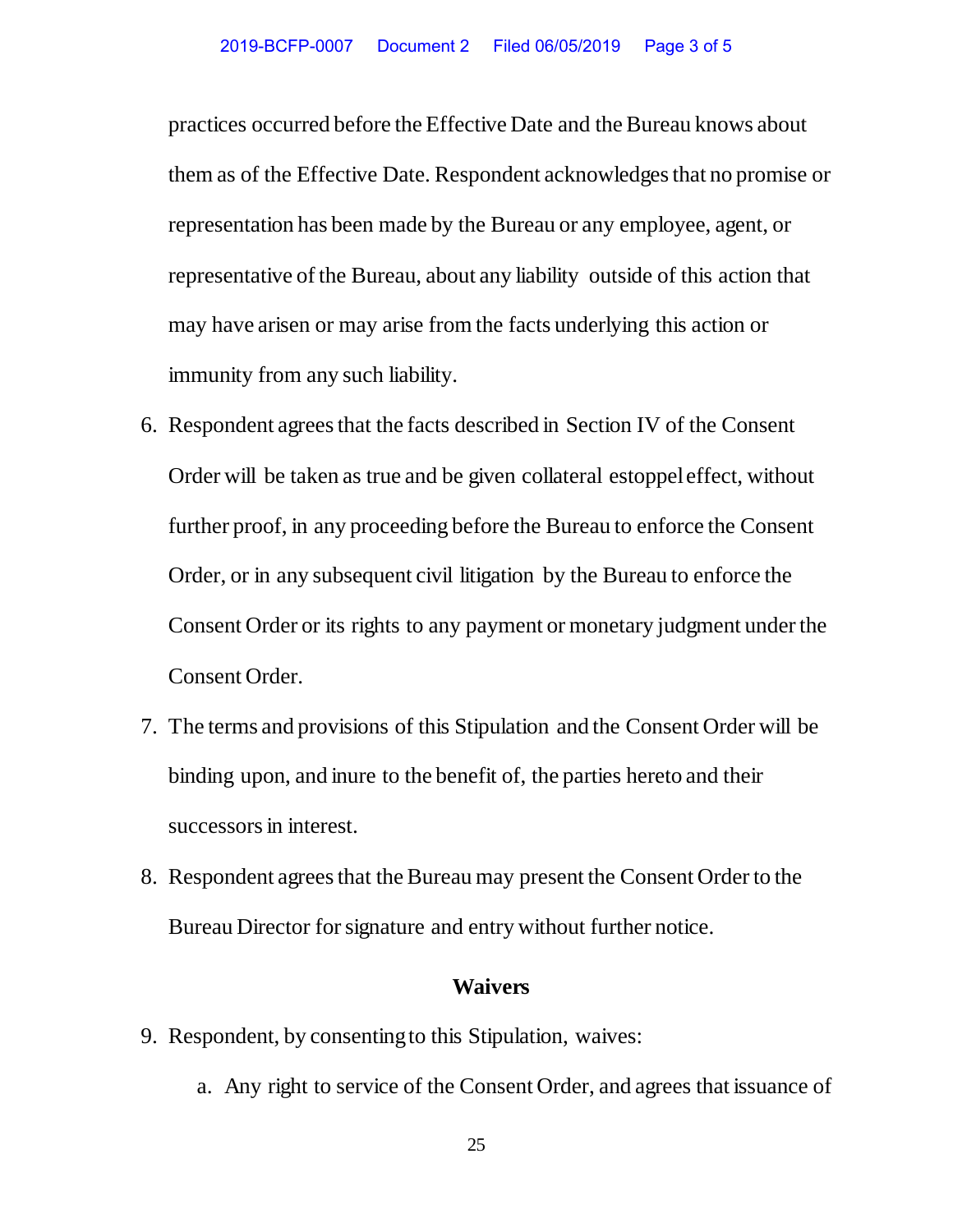practices occurred before the Effective Date and the Bureau knows about them as of the Effective Date. Respondent acknowledges that no promise or representation has been made by the Bureau or any employee, agent, or representative of the Bureau, about any liability outside of this action that may have arisen or may arise from the facts underlying this action or immunity from any such liability.

6. Respondent agrees that the facts described in Section IV of the Consent Order will be taken as true and be given collateral estoppel effect, without further proof, in any proceeding before the Bureau to enforce the Consent Order, or in any subsequent civil litigation by the Bureau to enforce the Consent Order or its rights to any payment or monetary judgment under the Consent Order.

7. The terms and provisions of this Stipulation and the Consent Order will be binding upon, and inure to the benefit of, the parties hereto and their successors in interest.

8. Respondent agrees that the Bureau may present the Consent Order to the Bureau Director for signature and entry without further notice.

## Waivers

9. Respondent, by consenting to this Stipulation, waives:

   a. Any right to service of the Consent Order, and agrees that issuance of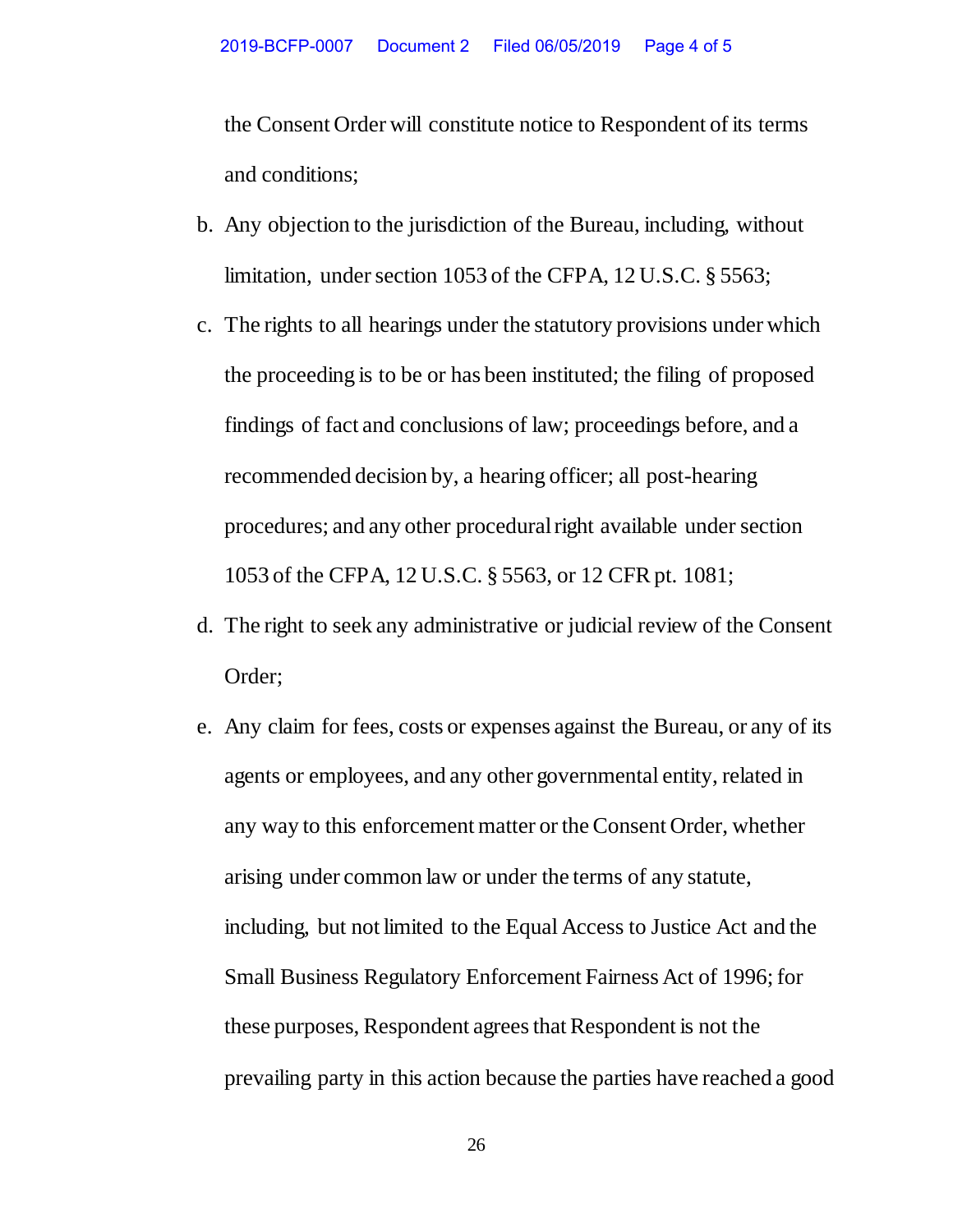the Consent Order will constitute notice to Respondent of its terms and conditions;

b. Any objection to the jurisdiction of the Bureau, including, without limitation, under section 1053 of the CFPA, 12 U.S.C. § 5563;

c. The rights to all hearings under the statutory provisions under which the proceeding is to be or has been instituted; the filing of proposed findings of fact and conclusions of law; proceedings before, and a recommended decision by, a hearing officer; all post-hearing procedures; and any other procedural right available under section 1053 of the CFPA, 12 U.S.C. § 5563, or 12 CFR pt. 1081;

d. The right to seek any administrative or judicial review of the Consent Order;

e. Any claim for fees, costs or expenses against the Bureau, or any of its agents or employees, and any other governmental entity, related in any way to this enforcement matter or the Consent Order, whether arising under common law or under the terms of any statute, including, but not limited to the Equal Access to Justice Act and the Small Business Regulatory Enforcement Fairness Act of 1996; for these purposes, Respondent agrees that Respondent is not the prevailing party in this action because the parties have reached a good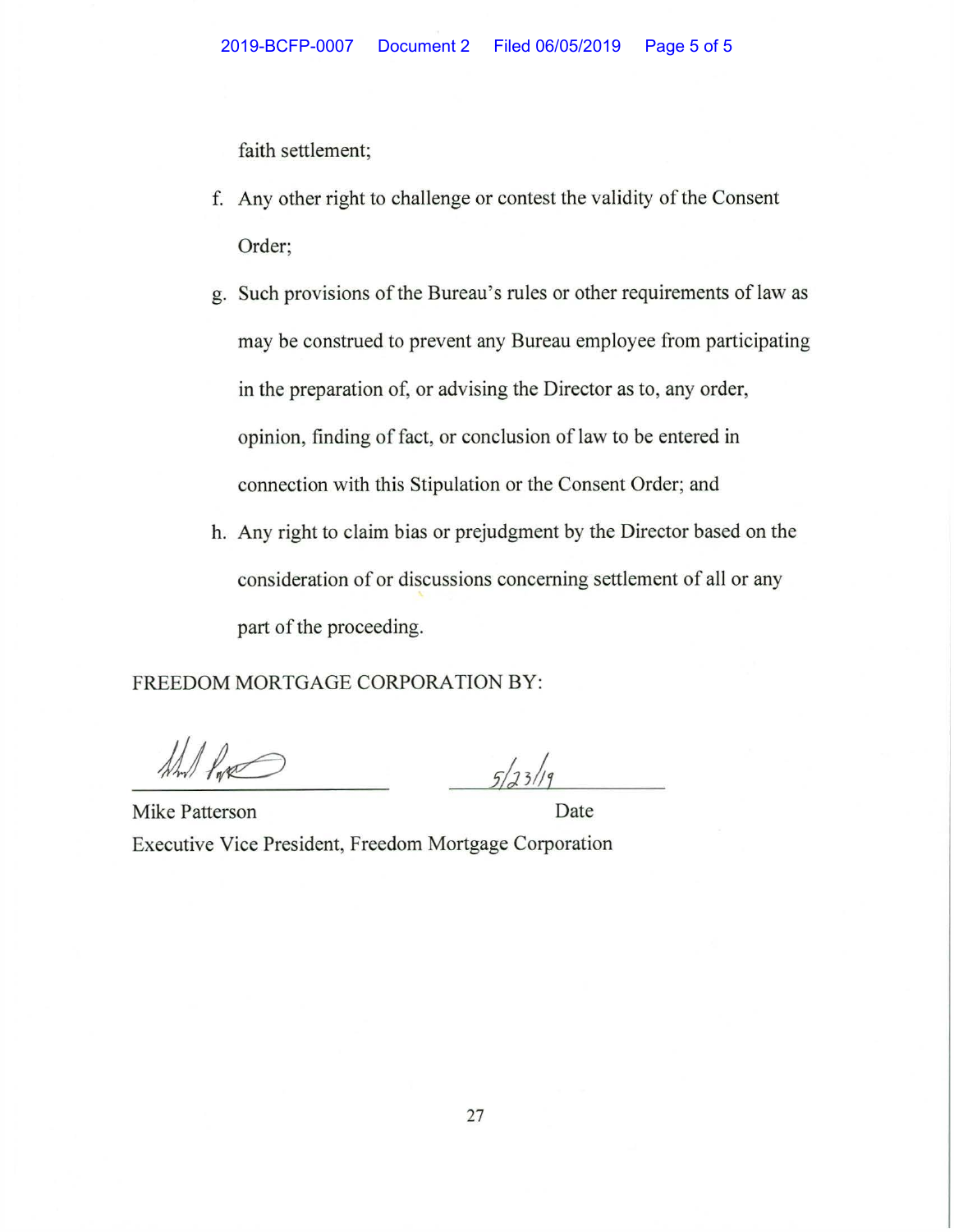faith settlement;

f. Any other right to challenge or contest the validity of the Consent Order;

g. Such provisions of the Bureau's rules or other requirements of law as may be construed to prevent any Bureau employee from participating in the preparation of, or advising the Director as to, any order, opinion, finding of fact, or conclusion of law to be entered in connection with this Stipulation or the Consent Order; and

h. Any right to claim bias or prejudgment by the Director based on the consideration of or discussions concerning settlement of all or any part of the proceeding.

FREEDOM MORTGAGE CORPORATION BY:

_______________________ 5/23/19

Mike Patterson Date

Executive Vice President, Freedom Mortgage Corporation